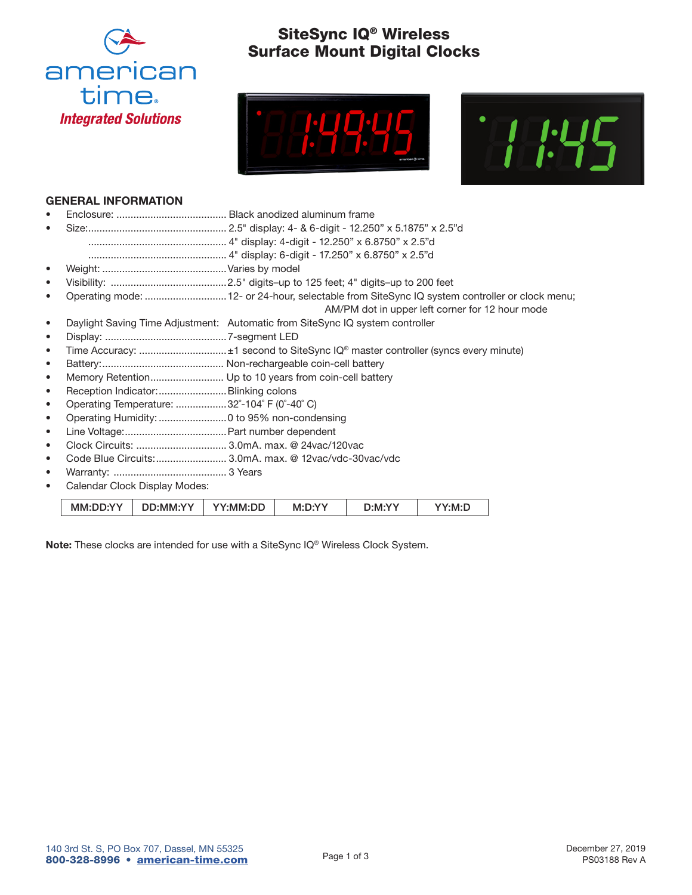american time®
*Integrated Solutions*

# SiteSync IQ® Wireless Surface Mount Digital Clocks

## GENERAL INFORMATION

- Enclosure: ....................................... Black anodized aluminum frame
- Size:................................................. 2.5" display: 4- & 6-digit - 12.250" x 5.1875" x 2.5"d
  ................................................ 4" display: 4-digit - 12.250" x 6.8750" x 2.5"d
  ................................................ 4" display: 6-digit - 17.250" x 6.8750" x 2.5"d
- Weight: ............................................Varies by model
- Visibility: .........................................2.5" digits–up to 125 feet; 4" digits–up to 200 feet
- Operating mode: .............................12- or 24-hour, selectable from SiteSync IQ system controller or clock menu; AM/PM dot in upper left corner for 12 hour mode
- Daylight Saving Time Adjustment: Automatic from SiteSync IQ system controller
- Display: ...........................................7-segment LED
- Time Accuracy: ...............................±1 second to SiteSync IQ® master controller (syncs every minute)
- Battery:........................................... Non-rechargeable coin-cell battery
- Memory Retention.......................... Up to 10 years from coin-cell battery
- Reception Indicator:........................Blinking colons
- Operating Temperature: ..................32˚-104˚ F (0˚-40˚ C)
- Operating Humidity: ........................0 to 95% non-condensing
- Line Voltage:....................................Part number dependent
- Clock Circuits: ................................ 3.0mA. max. @ 24vac/120vac
- Code Blue Circuits:......................... 3.0mA. max. @ 12vac/vdc-30vac/vdc
- Warranty: ........................................ 3 Years
- Calendar Clock Display Modes:

| MM:DD:YY | DD:MM:YY | YY:MM:DD | M:D:YY | D:M:YY | YY:M:D |
|---|---|---|---|---|---|

**Note:** These clocks are intended for use with a SiteSync IQ® Wireless Clock System.

140 3rd St. S, PO Box 707, Dassel, MN 55325
**800-328-8996 • american-time.com**

December 27, 2019
PS03188 Rev A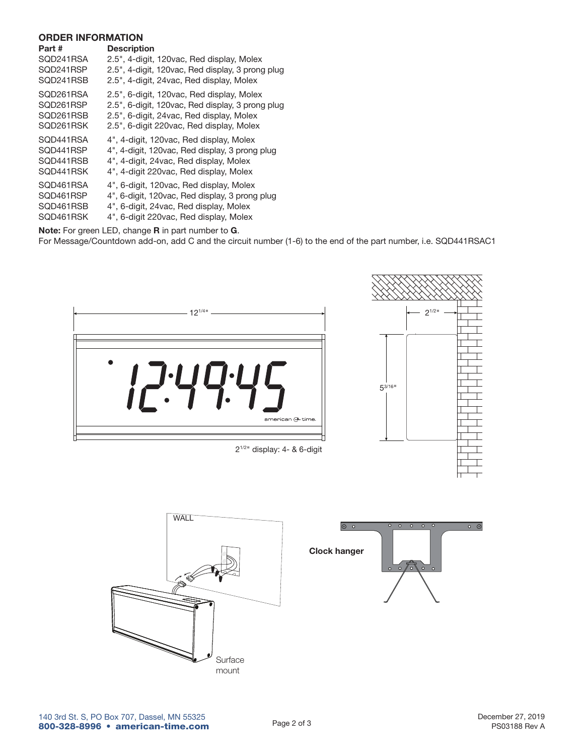## ORDER INFORMATION

| Part # | Description |
| --- | --- |
| SQD241RSA | 2.5", 4-digit, 120vac, Red display, Molex |
| SQD241RSP | 2.5", 4-digit, 120vac, Red display, 3 prong plug |
| SQD241RSB | 2.5", 4-digit, 24vac, Red display, Molex |
| SQD261RSA | 2.5", 6-digit, 120vac, Red display, Molex |
| SQD261RSP | 2.5", 6-digit, 120vac, Red display, 3 prong plug |
| SQD261RSB | 2.5", 6-digit, 24vac, Red display, Molex |
| SQD261RSK | 2.5", 6-digit 220vac, Red display, Molex |
| SQD441RSA | 4", 4-digit, 120vac, Red display, Molex |
| SQD441RSP | 4", 4-digit, 120vac, Red display, 3 prong plug |
| SQD441RSB | 4", 4-digit, 24vac, Red display, Molex |
| SQD441RSK | 4", 4-digit 220vac, Red display, Molex |
| SQD461RSA | 4", 6-digit, 120vac, Red display, Molex |
| SQD461RSP | 4", 6-digit, 120vac, Red display, 3 prong plug |
| SQD461RSB | 4", 6-digit, 24vac, Red display, Molex |
| SQD461RSK | 4", 6-digit 220vac, Red display, Molex |

**Note:** For green LED, change **R** in part number to **G**.
For Message/Countdown add-on, add C and the circuit number (1-6) to the end of the part number, i.e. SQD441RSAC1

12 1/4"

2 1/2"

5 3/16"

2 1/2" display: 4- & 6-digit

WALL

Surface mount

**Clock hanger**

140 3rd St. S, PO Box 707, Dassel, MN 55325
**800-328-8996 • american-time.com**

December 27, 2019
PS03188 Rev A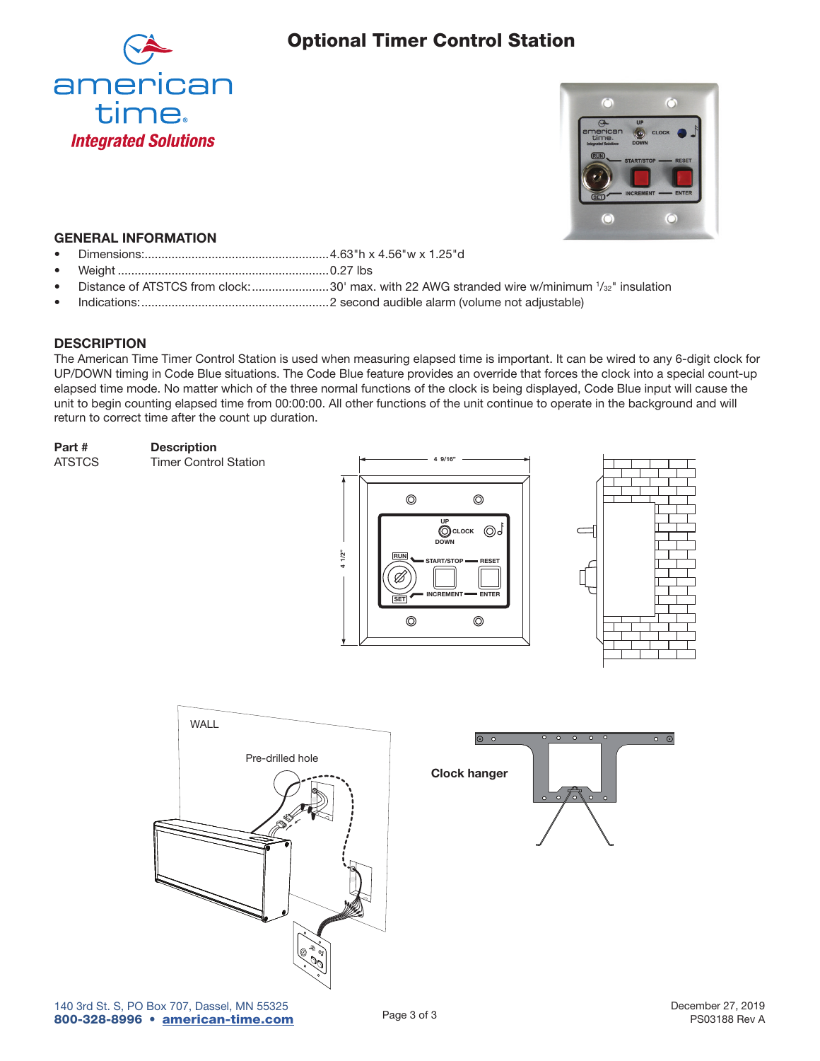# Optional Timer Control Station

## GENERAL INFORMATION

- Dimensions:.......................................................4.63"h x 4.56"w x 1.25"d
- Weight ...............................................................0.27 lbs
- Distance of ATSTCS from clock:.......................30' max. with 22 AWG stranded wire w/minimum $^{1}/_{32}$" insulation
- Indications:........................................................2 second audible alarm (volume not adjustable)

## DESCRIPTION

The American Time Timer Control Station is used when measuring elapsed time is important. It can be wired to any 6-digit clock for UP/DOWN timing in Code Blue situations. The Code Blue feature provides an override that forces the clock into a special count-up elapsed time mode. No matter which of the three normal functions of the clock is being displayed, Code Blue input will cause the unit to begin counting elapsed time from 00:00:00. All other functions of the unit continue to operate in the background and will return to correct time after the count up duration.

| Part # | Description |
|---|---|
| ATSTCS | Timer Control Station |

4 9/16"

4 1/2"

UP
CLOCK
DOWN
RUN
START/STOP
RESET
SET
INCREMENT
ENTER

WALL

Pre-drilled hole

Clock hanger

140 3rd St. S, PO Box 707, Dassel, MN 55325
**800-328-8996 • american-time.com**

December 27, 2019
PS03188 Rev A